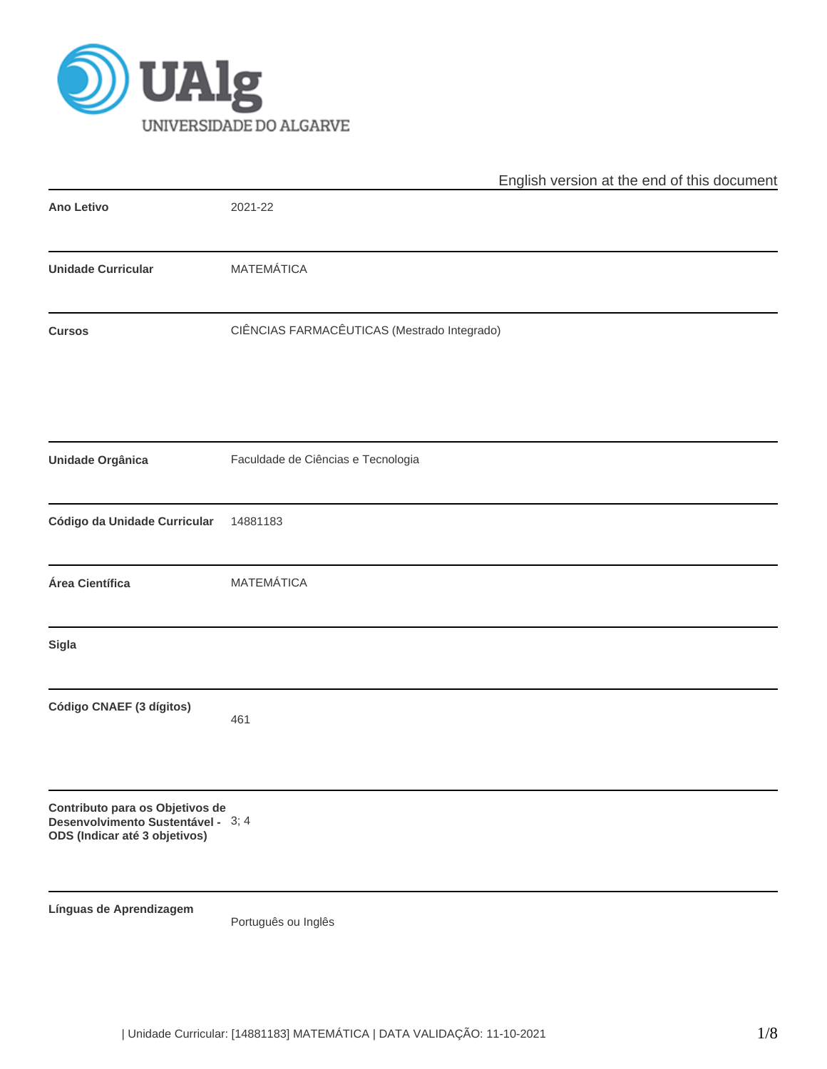English version at the end of this document

| | |
|---|---|
| **Ano Letivo** | 2021-22 |
| **Unidade Curricular** | MATEMÁTICA |
| **Cursos** | CIÊNCIAS FARMACÊUTICAS (Mestrado Integrado) |
| **Unidade Orgânica** | Faculdade de Ciências e Tecnologia |
| **Código da Unidade Curricular** | 14881183 |
| **Área Científica** | MATEMÁTICA |
| **Sigla** | |
| **Código CNAEF (3 dígitos)** | 461 |
| **Contributo para os Objetivos de Desenvolvimento Sustentável - ODS (Indicar até 3 objetivos)** | 3; 4 |
| **Línguas de Aprendizagem** | Português ou Inglês |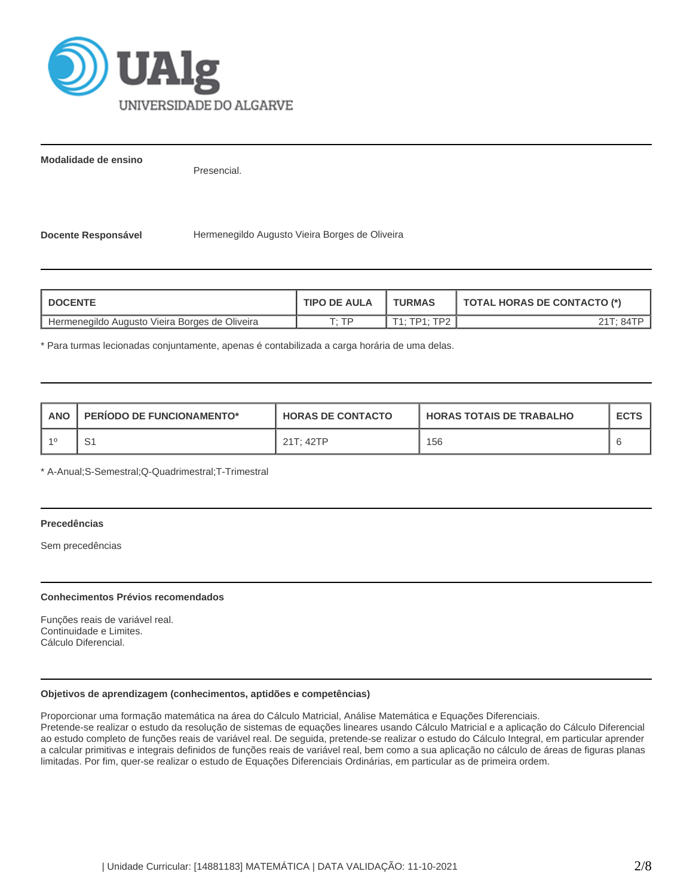**Modalidade de ensino**

Presencial.

**Docente Responsável** Hermenegildo Augusto Vieira Borges de Oliveira

| DOCENTE | TIPO DE AULA | TURMAS | TOTAL HORAS DE CONTACTO (*) |
|---|---|---|---|
| Hermenegildo Augusto Vieira Borges de Oliveira | T; TP | T1; TP1; TP2 | 21T; 84TP |

* Para turmas lecionadas conjuntamente, apenas é contabilizada a carga horária de uma delas.

| ANO | PERÍODO DE FUNCIONAMENTO* | HORAS DE CONTACTO | HORAS TOTAIS DE TRABALHO | ECTS |
|---|---|---|---|---|
| 1º | S1 | 21T; 42TP | 156 | 6 |

* A-Anual;S-Semestral;Q-Quadrimestral;T-Trimestral

**Precedências**

Sem precedências

**Conhecimentos Prévios recomendados**

Funções reais de variável real.
Continuidade e Limites.
Cálculo Diferencial.

**Objetivos de aprendizagem (conhecimentos, aptidões e competências)**

Proporcionar uma formação matemática na área do Cálculo Matricial, Análise Matemática e Equações Diferenciais.
Pretende-se realizar o estudo da resolução de sistemas de equações lineares usando Cálculo Matricial e a aplicação do Cálculo Diferencial ao estudo completo de funções reais de variável real. De seguida, pretende-se realizar o estudo do Cálculo Integral, em particular aprender a calcular primitivas e integrais definidos de funções reais de variável real, bem como a sua aplicação no cálculo de áreas de figuras planas limitadas. Por fim, quer-se realizar o estudo de Equações Diferenciais Ordinárias, em particular as de primeira ordem.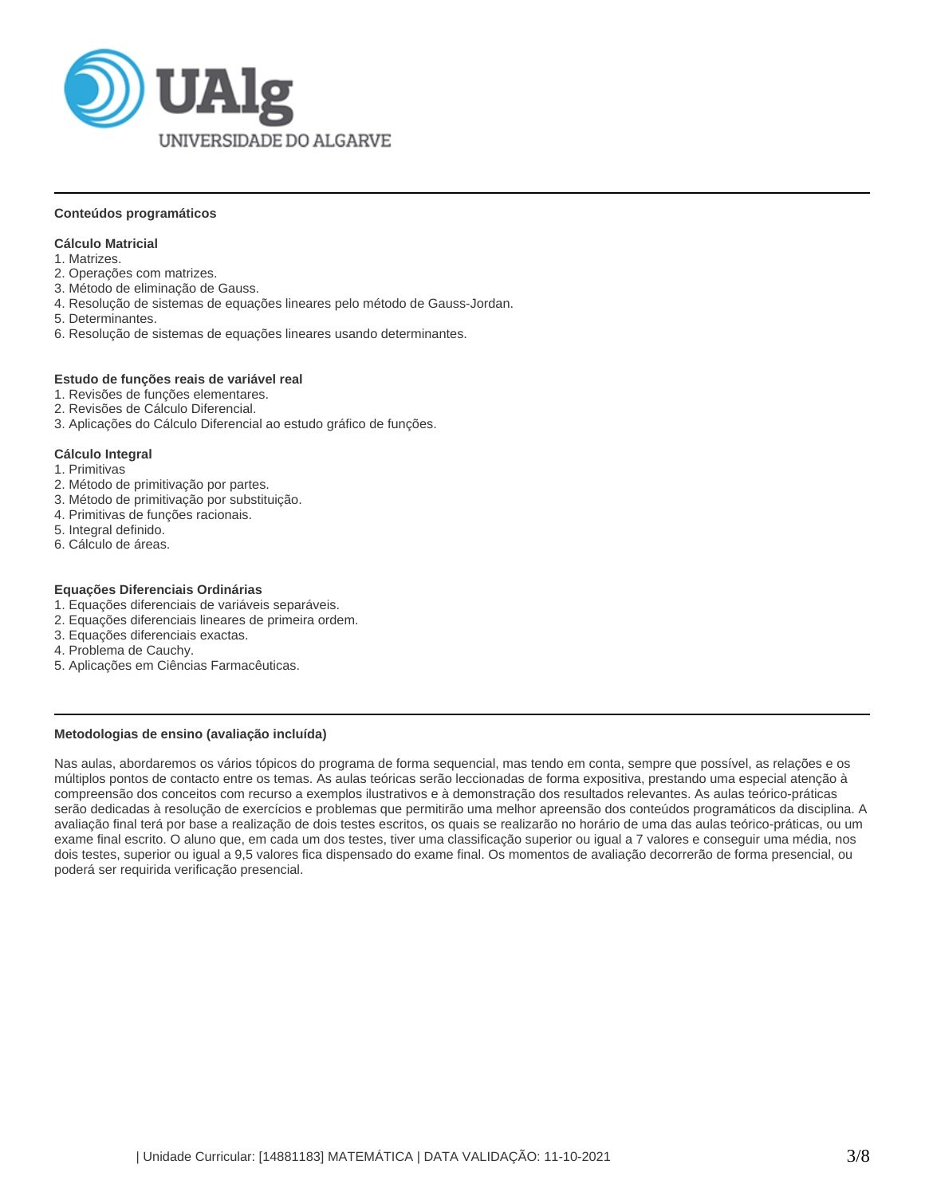## Conteúdos programáticos

### Cálculo Matricial

1. Matrizes.
2. Operações com matrizes.
3. Método de eliminação de Gauss.
4. Resolução de sistemas de equações lineares pelo método de Gauss-Jordan.
5. Determinantes.
6. Resolução de sistemas de equações lineares usando determinantes.

### Estudo de funções reais de variável real

1. Revisões de funções elementares.
2. Revisões de Cálculo Diferencial.
3. Aplicações do Cálculo Diferencial ao estudo gráfico de funções.

### Cálculo Integral

1. Primitivas
2. Método de primitivação por partes.
3. Método de primitivação por substituição.
4. Primitivas de funções racionais.
5. Integral definido.
6. Cálculo de áreas.

### Equações Diferenciais Ordinárias

1. Equações diferenciais de variáveis separáveis.
2. Equações diferenciais lineares de primeira ordem.
3. Equações diferenciais exactas.
4. Problema de Cauchy.
5. Aplicações em Ciências Farmacêuticas.

## Metodologias de ensino (avaliação incluída)

Nas aulas, abordaremos os vários tópicos do programa de forma sequencial, mas tendo em conta, sempre que possível, as relações e os múltiplos pontos de contacto entre os temas. As aulas teóricas serão leccionadas de forma expositiva, prestando uma especial atenção à compreensão dos conceitos com recurso a exemplos ilustrativos e à demonstração dos resultados relevantes. As aulas teórico-práticas serão dedicadas à resolução de exercícios e problemas que permitirão uma melhor apreensão dos conteúdos programáticos da disciplina. A avaliação final terá por base a realização de dois testes escritos, os quais se realizarão no horário de uma das aulas teórico-práticas, ou um exame final escrito. O aluno que, em cada um dos testes, tiver uma classificação superior ou igual a 7 valores e conseguir uma média, nos dois testes, superior ou igual a 9,5 valores fica dispensado do exame final. Os momentos de avaliação decorrerão de forma presencial, ou poderá ser requirida verificação presencial.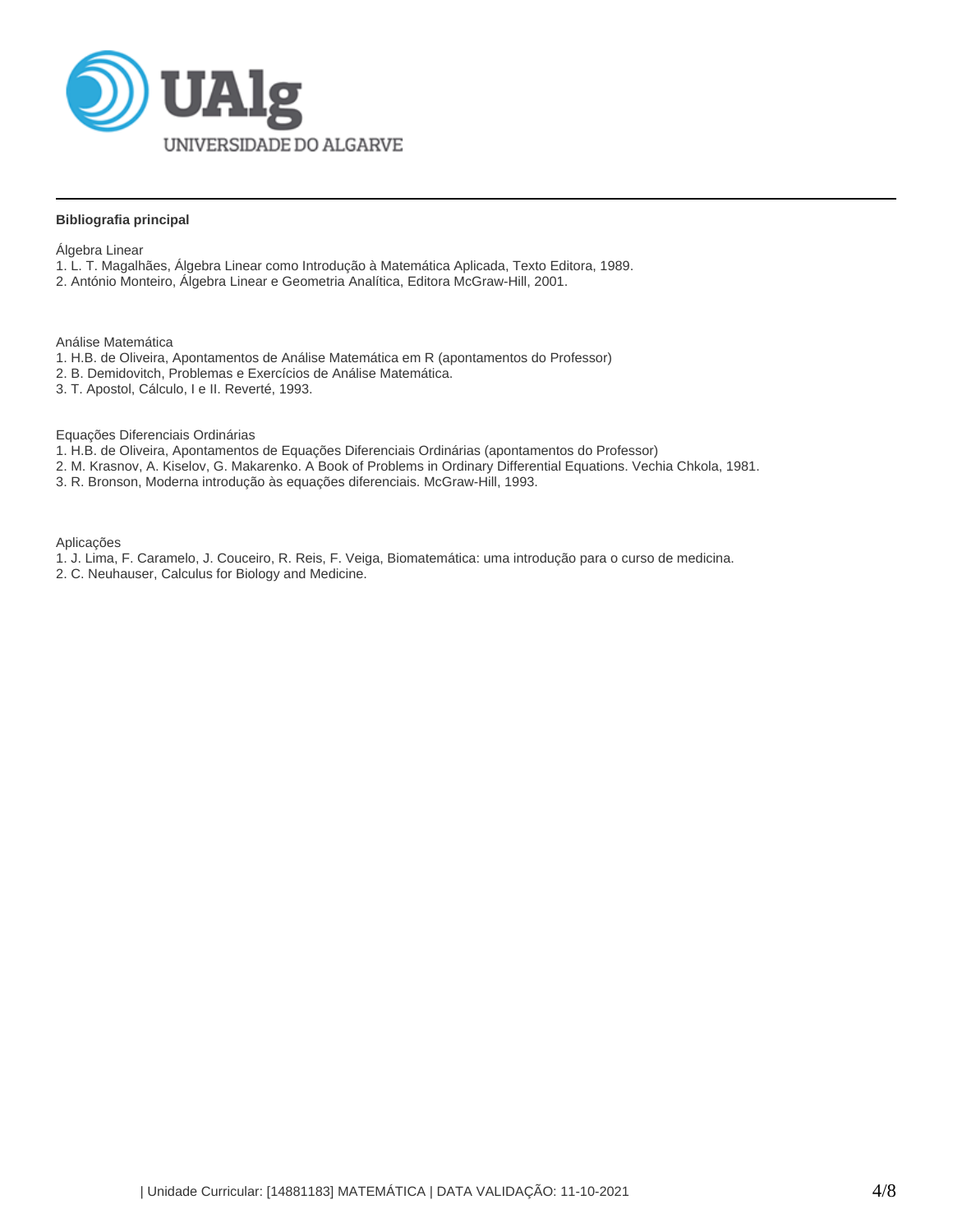**Bibliografia principal**

Álgebra Linear

1. L. T. Magalhães, Álgebra Linear como Introdução à Matemática Aplicada, Texto Editora, 1989.
2. António Monteiro, Álgebra Linear e Geometria Analítica, Editora McGraw-Hill, 2001.

Análise Matemática

1. H.B. de Oliveira, Apontamentos de Análise Matemática em R (apontamentos do Professor)
2. B. Demidovitch, Problemas e Exercícios de Análise Matemática.
3. T. Apostol, Cálculo, I e II. Reverté, 1993.

Equações Diferenciais Ordinárias

1. H.B. de Oliveira, Apontamentos de Equações Diferenciais Ordinárias (apontamentos do Professor)
2. M. Krasnov, A. Kiselov, G. Makarenko. A Book of Problems in Ordinary Differential Equations. Vechia Chkola, 1981.
3. R. Bronson, Moderna introdução às equações diferenciais. McGraw-Hill, 1993.

Aplicações

1. J. Lima, F. Caramelo, J. Couceiro, R. Reis, F. Veiga, Biomatemática: uma introdução para o curso de medicina.
2. C. Neuhauser, Calculus for Biology and Medicine.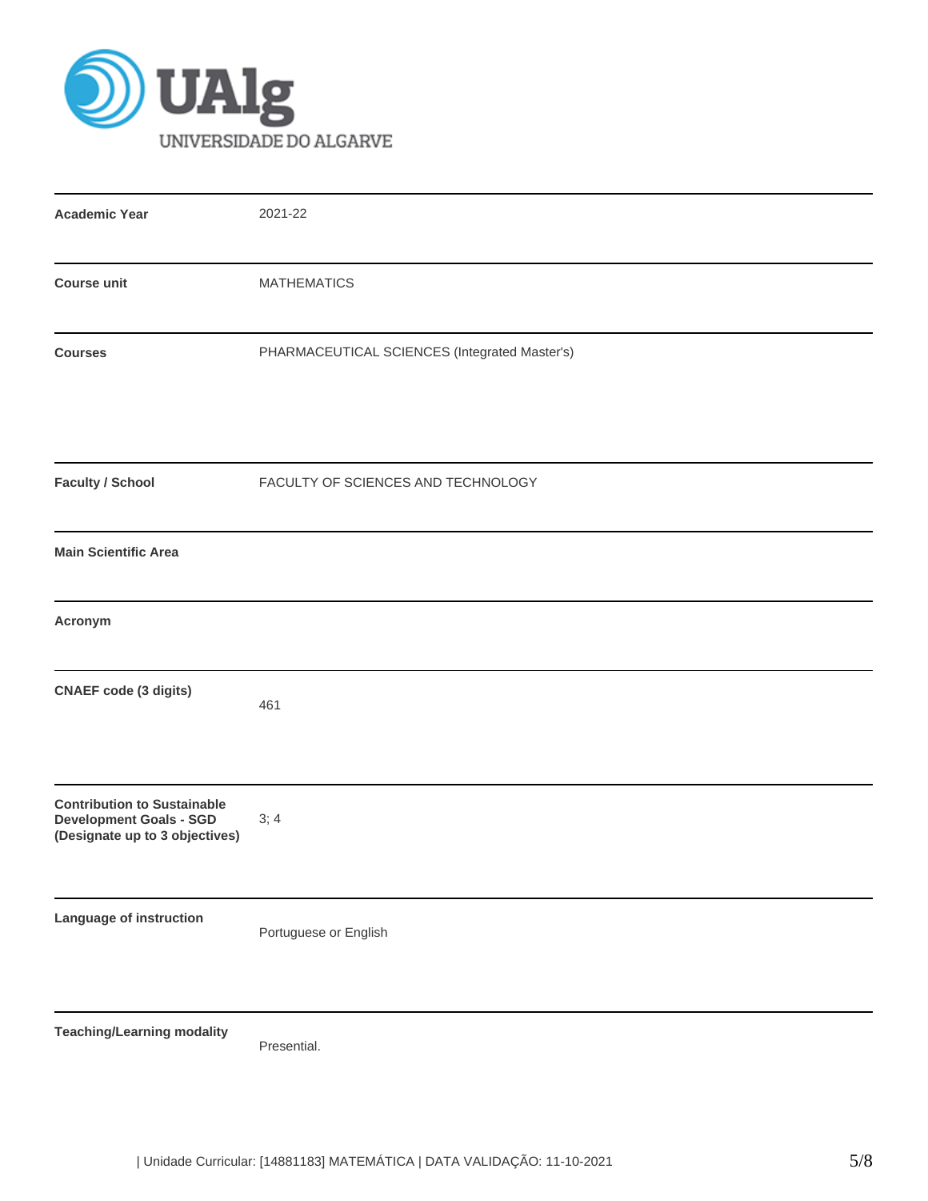| | |
|---|---|
| **Academic Year** | 2021-22 |
| **Course unit** | MATHEMATICS |
| **Courses** | PHARMACEUTICAL SCIENCES (Integrated Master's) |
| **Faculty / School** | FACULTY OF SCIENCES AND TECHNOLOGY |
| **Main Scientific Area** | |
| **Acronym** | |
| **CNAEF code (3 digits)** | 461 |
| **Contribution to Sustainable Development Goals - SGD (Designate up to 3 objectives)** | 3; 4 |
| **Language of instruction** | Portuguese or English |
| **Teaching/Learning modality** | Presential. |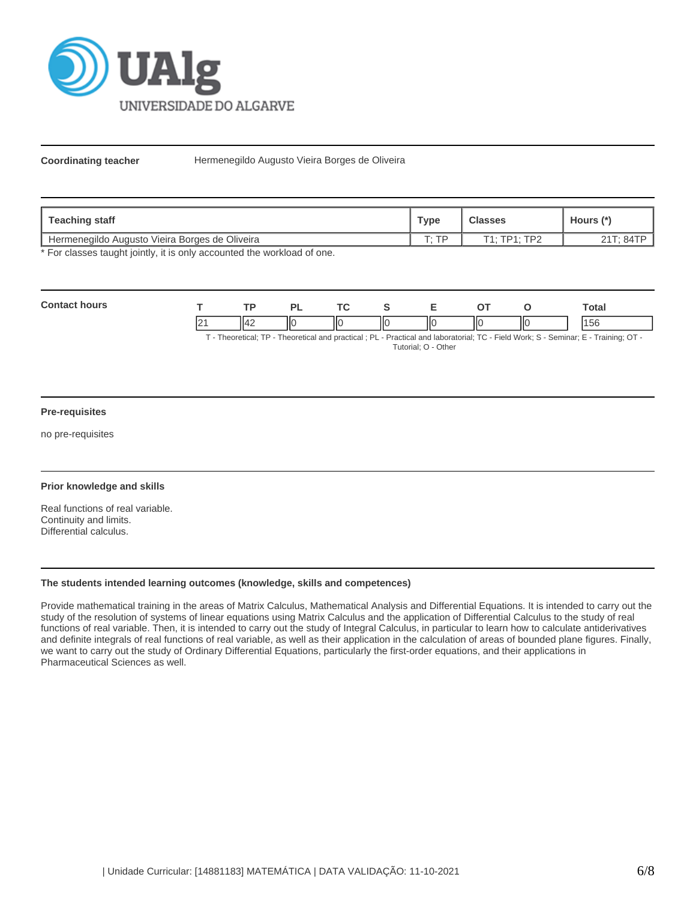**Coordinating teacher** Hermenegildo Augusto Vieira Borges de Oliveira

| Teaching staff | Type | Classes | Hours (*) |
|---|---|---|---|
| Hermenegildo Augusto Vieira Borges de Oliveira | T; TP | T1; TP1; TP2 | 21T; 84TP |

* For classes taught jointly, it is only accounted the workload of one.

**Contact hours**

| T | TP | PL | TC | S | E | OT | O | Total |
|---|---|---|---|---|---|---|---|---|
| 21 | 42 | 0 | 0 | 0 | 0 | 0 | 0 | 156 |

T - Theoretical; TP - Theoretical and practical ; PL - Practical and laboratorial; TC - Field Work; S - Seminar; E - Training; OT - Tutorial; O - Other

**Pre-requisites**

no pre-requisites

**Prior knowledge and skills**

Real functions of real variable.
Continuity and limits.
Differential calculus.

**The students intended learning outcomes (knowledge, skills and competences)**

Provide mathematical training in the areas of Matrix Calculus, Mathematical Analysis and Differential Equations. It is intended to carry out the study of the resolution of systems of linear equations using Matrix Calculus and the application of Differential Calculus to the study of real functions of real variable. Then, it is intended to carry out the study of Integral Calculus, in particular to learn how to calculate antiderivatives and definite integrals of real functions of real variable, as well as their application in the calculation of areas of bounded plane figures. Finally, we want to carry out the study of Ordinary Differential Equations, particularly the first-order equations, and their applications in Pharmaceutical Sciences as well.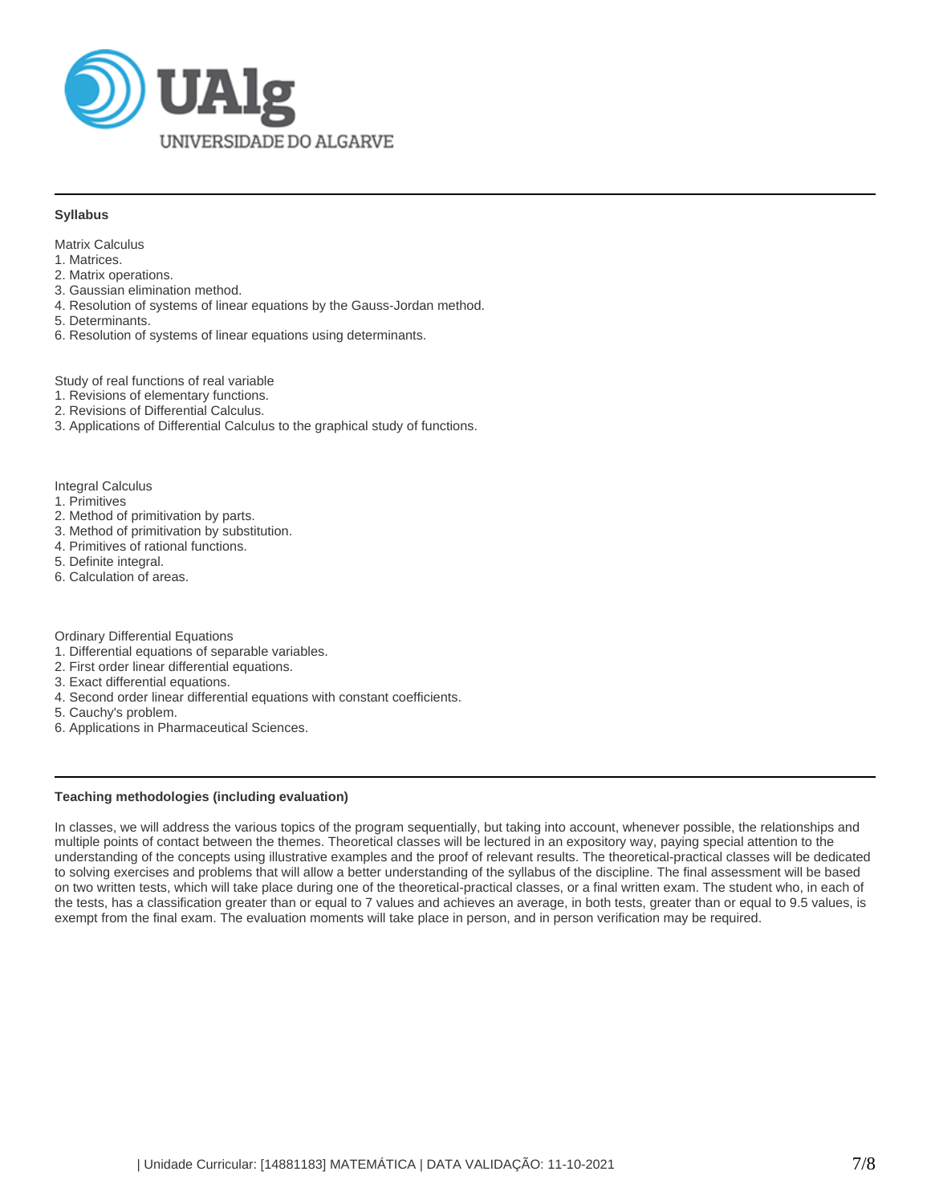## Syllabus

Matrix Calculus
1. Matrices.
2. Matrix operations.
3. Gaussian elimination method.
4. Resolution of systems of linear equations by the Gauss-Jordan method.
5. Determinants.
6. Resolution of systems of linear equations using determinants.

Study of real functions of real variable
1. Revisions of elementary functions.
2. Revisions of Differential Calculus.
3. Applications of Differential Calculus to the graphical study of functions.

Integral Calculus
1. Primitives
2. Method of primitivation by parts.
3. Method of primitivation by substitution.
4. Primitives of rational functions.
5. Definite integral.
6. Calculation of areas.

Ordinary Differential Equations
1. Differential equations of separable variables.
2. First order linear differential equations.
3. Exact differential equations.
4. Second order linear differential equations with constant coefficients.
5. Cauchy's problem.
6. Applications in Pharmaceutical Sciences.

## Teaching methodologies (including evaluation)

In classes, we will address the various topics of the program sequentially, but taking into account, whenever possible, the relationships and multiple points of contact between the themes. Theoretical classes will be lectured in an expository way, paying special attention to the understanding of the concepts using illustrative examples and the proof of relevant results. The theoretical-practical classes will be dedicated to solving exercises and problems that will allow a better understanding of the syllabus of the discipline. The final assessment will be based on two written tests, which will take place during one of the theoretical-practical classes, or a final written exam. The student who, in each of the tests, has a classification greater than or equal to 7 values and achieves an average, in both tests, greater than or equal to 9.5 values, is exempt from the final exam. The evaluation moments will take place in person, and in person verification may be required.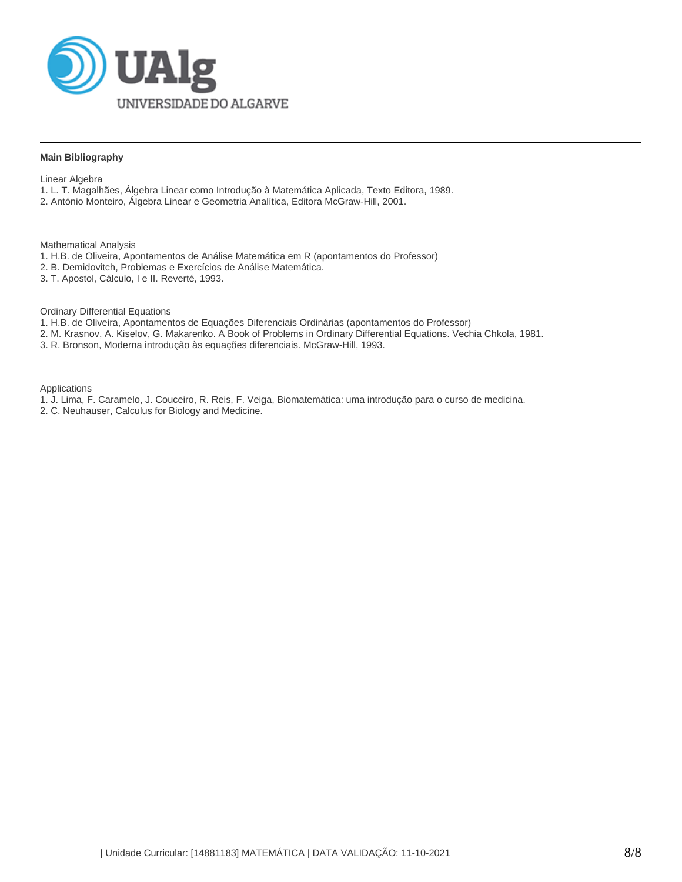**Main Bibliography**

Linear Algebra

1. L. T. Magalhães, Álgebra Linear como Introdução à Matemática Aplicada, Texto Editora, 1989.
2. António Monteiro, Álgebra Linear e Geometria Analítica, Editora McGraw-Hill, 2001.

Mathematical Analysis

1. H.B. de Oliveira, Apontamentos de Análise Matemática em R (apontamentos do Professor)
2. B. Demidovitch, Problemas e Exercícios de Análise Matemática.
3. T. Apostol, Cálculo, I e II. Reverté, 1993.

Ordinary Differential Equations

1. H.B. de Oliveira, Apontamentos de Equações Diferenciais Ordinárias (apontamentos do Professor)
2. M. Krasnov, A. Kiselov, G. Makarenko. A Book of Problems in Ordinary Differential Equations. Vechia Chkola, 1981.
3. R. Bronson, Moderna introdução às equações diferenciais. McGraw-Hill, 1993.

Applications

1. J. Lima, F. Caramelo, J. Couceiro, R. Reis, F. Veiga, Biomatemática: uma introdução para o curso de medicina.
2. C. Neuhauser, Calculus for Biology and Medicine.